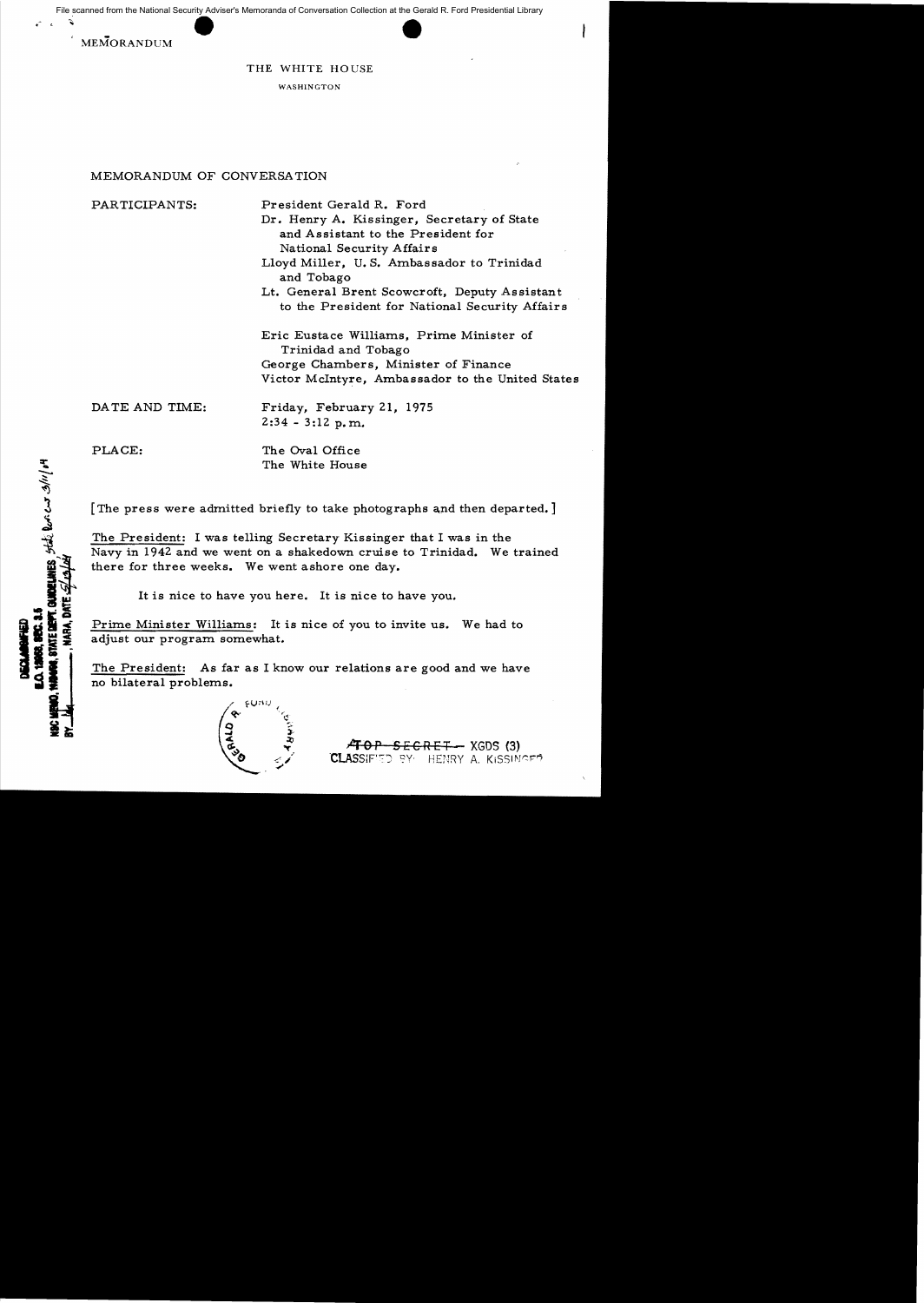MEMORANDUM

THE WHITE HOUSE

WASHINGTON

MEMORANDUM OF CONVERSATION

PARTICIPANTS:

President Gerald R. Ford
Dr. Henry A. Kissinger, Secretary of State and Assistant to the President for National Security Affairs
Lloyd Miller, U.S. Ambassador to Trinidad and Tobago
Lt. General Brent Scowcroft, Deputy Assistant to the President for National Security Affairs

Eric Eustace Williams, Prime Minister of Trinidad and Tobago
George Chambers, Minister of Finance
Victor McIntyre, Ambassador to the United States

DATE AND TIME: Friday, February 21, 1975
2:34 - 3:12 p.m.

PLACE: The Oval Office
The White House

[The press were admitted briefly to take photographs and then departed.]

The President: I was telling Secretary Kissinger that I was in the Navy in 1942 and we went on a shakedown cruise to Trinidad. We trained there for three weeks. We went ashore one day.

It is nice to have you here. It is nice to have you.

Prime Minister Williams: It is nice of you to invite us. We had to adjust our program somewhat.

The President: As far as I know our relations are good and we have no bilateral problems.

~~TOP SECRET~~ - XGDS (3)
CLASSIFIED BY: HENRY A. KISSINGER

DECLASSIFIED
E.O. 12958, SEC. 3.5
NSC MEMO, 11/24/98, STATE DEPT. GUIDELINES, State Review 3/11/04
BY ___, NARA, DATE 5/13/04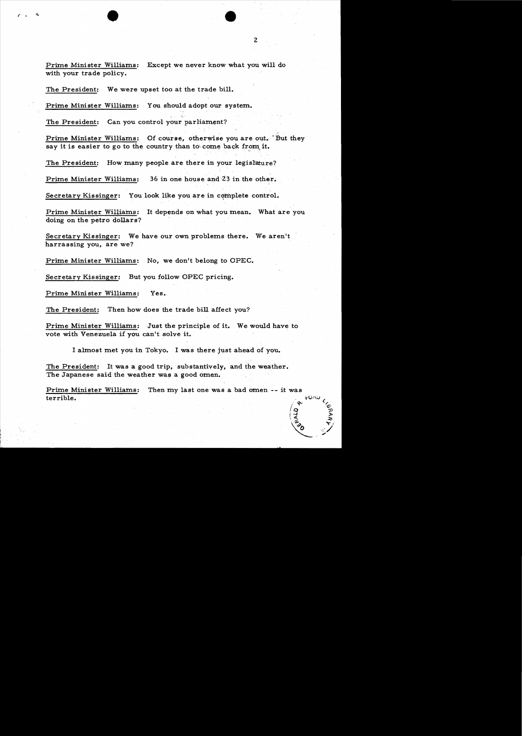<u>Prime Minister Williams</u>: Except we never know what you will do with your trade policy.

<u>The President</u>: We were upset too at the trade bill.

<u>Prime Minister Williams</u>: You should adopt our system.

<u>The President</u>: Can you control your parliament?

<u>Prime Minister Williams</u>: Of course, otherwise you are out. But they say it is easier to go to the country than to come back from it.

<u>The President</u>: How many people are there in your legislature?

<u>Prime Minister Williams</u>: 36 in one house and 23 in the other.

<u>Secretary Kissinger</u>: You look like you are in complete control.

<u>Prime Minister Williams</u>: It depends on what you mean. What are you doing on the petro dollars?

<u>Secretary Kissinger</u>: We have our own problems there. We aren't harrassing you, are we?

<u>Prime Minister Williams</u>: No, we don't belong to OPEC.

<u>Secretary Kissinger</u>: But you follow OPEC pricing.

<u>Prime Minister Williams</u>: Yes.

<u>The President</u>: Then how does the trade bill affect you?

<u>Prime Minister Williams</u>: Just the principle of it. We would have to vote with Venezuela if you can't solve it.

I almost met you in Tokyo. I was there just ahead of you.

<u>The President</u>: It was a good trip, substantively, and the weather. The Japanese said the weather was a good omen.

<u>Prime Minister Williams</u>: Then my last one was a bad omen -- it was terrible.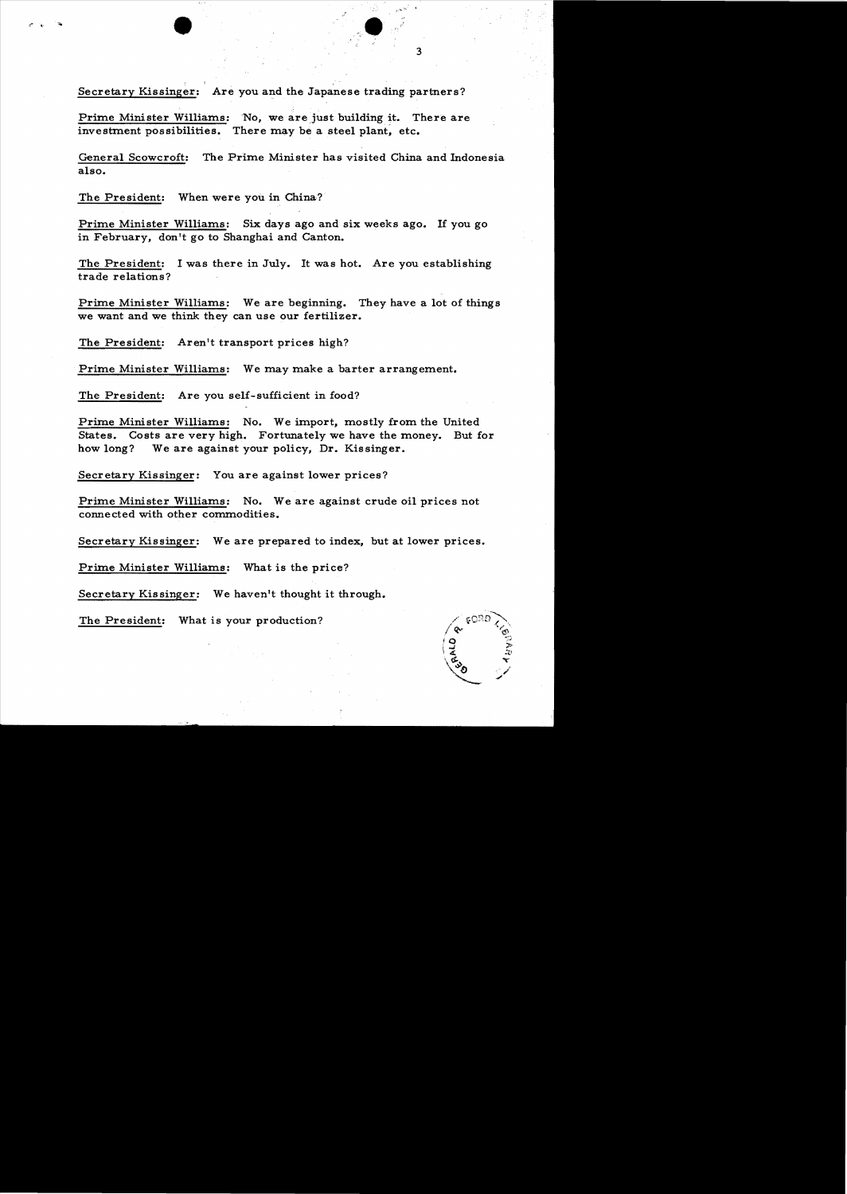<u>Secretary Kissinger</u>: Are you and the Japanese trading partners?

<u>Prime Minister Williams</u>: No, we are just building it. There are investment possibilities. There may be a steel plant, etc.

<u>General Scowcroft</u>: The Prime Minister has visited China and Indonesia also.

<u>The President</u>: When were you in China?

<u>Prime Minister Williams</u>: Six days ago and six weeks ago. If you go in February, don't go to Shanghai and Canton.

<u>The President</u>: I was there in July. It was hot. Are you establishing trade relations?

<u>Prime Minister Williams</u>: We are beginning. They have a lot of things we want and we think they can use our fertilizer.

<u>The President</u>: Aren't transport prices high?

<u>Prime Minister Williams</u>: We may make a barter arrangement.

<u>The President</u>: Are you self-sufficient in food?

<u>Prime Minister Williams</u>: No. We import, mostly from the United States. Costs are very high. Fortunately we have the money. But for how long? We are against your policy, Dr. Kissinger.

<u>Secretary Kissinger</u>: You are against lower prices?

<u>Prime Minister Williams</u>: No. We are against crude oil prices not connected with other commodities.

<u>Secretary Kissinger</u>: We are prepared to index, but at lower prices.

<u>Prime Minister Williams</u>: What is the price?

<u>Secretary Kissinger</u>: We haven't thought it through.

<u>The President</u>: What is your production?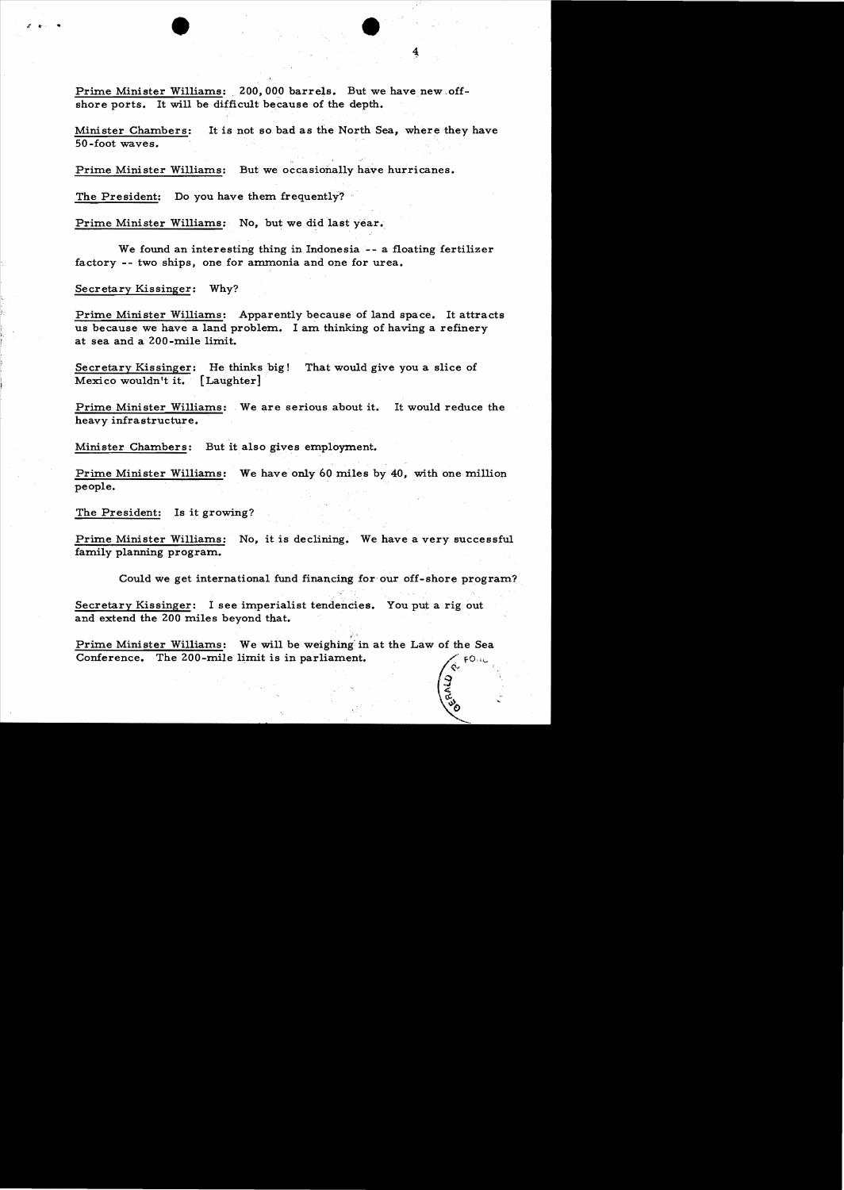Prime Minister Williams: 200,000 barrels. But we have new off-shore ports. It will be difficult because of the depth.

Minister Chambers: It is not so bad as the North Sea, where they have 50-foot waves.

Prime Minister Williams: But we occasionally have hurricanes.

The President: Do you have them frequently?

Prime Minister Williams: No, but we did last year.

We found an interesting thing in Indonesia -- a floating fertilizer factory -- two ships, one for ammonia and one for urea.

Secretary Kissinger: Why?

Prime Minister Williams: Apparently because of land space. It attracts us because we have a land problem. I am thinking of having a refinery at sea and a 200-mile limit.

Secretary Kissinger: He thinks big! That would give you a slice of Mexico wouldn't it. [Laughter]

Prime Minister Williams: We are serious about it. It would reduce the heavy infrastructure.

Minister Chambers: But it also gives employment.

Prime Minister Williams: We have only 60 miles by 40, with one million people.

The President: Is it growing?

Prime Minister Williams: No, it is declining. We have a very successful family planning program.

Could we get international fund financing for our off-shore program?

Secretary Kissinger: I see imperialist tendencies. You put a rig out and extend the 200 miles beyond that.

Prime Minister Williams: We will be weighing in at the Law of the Sea Conference. The 200-mile limit is in parliament.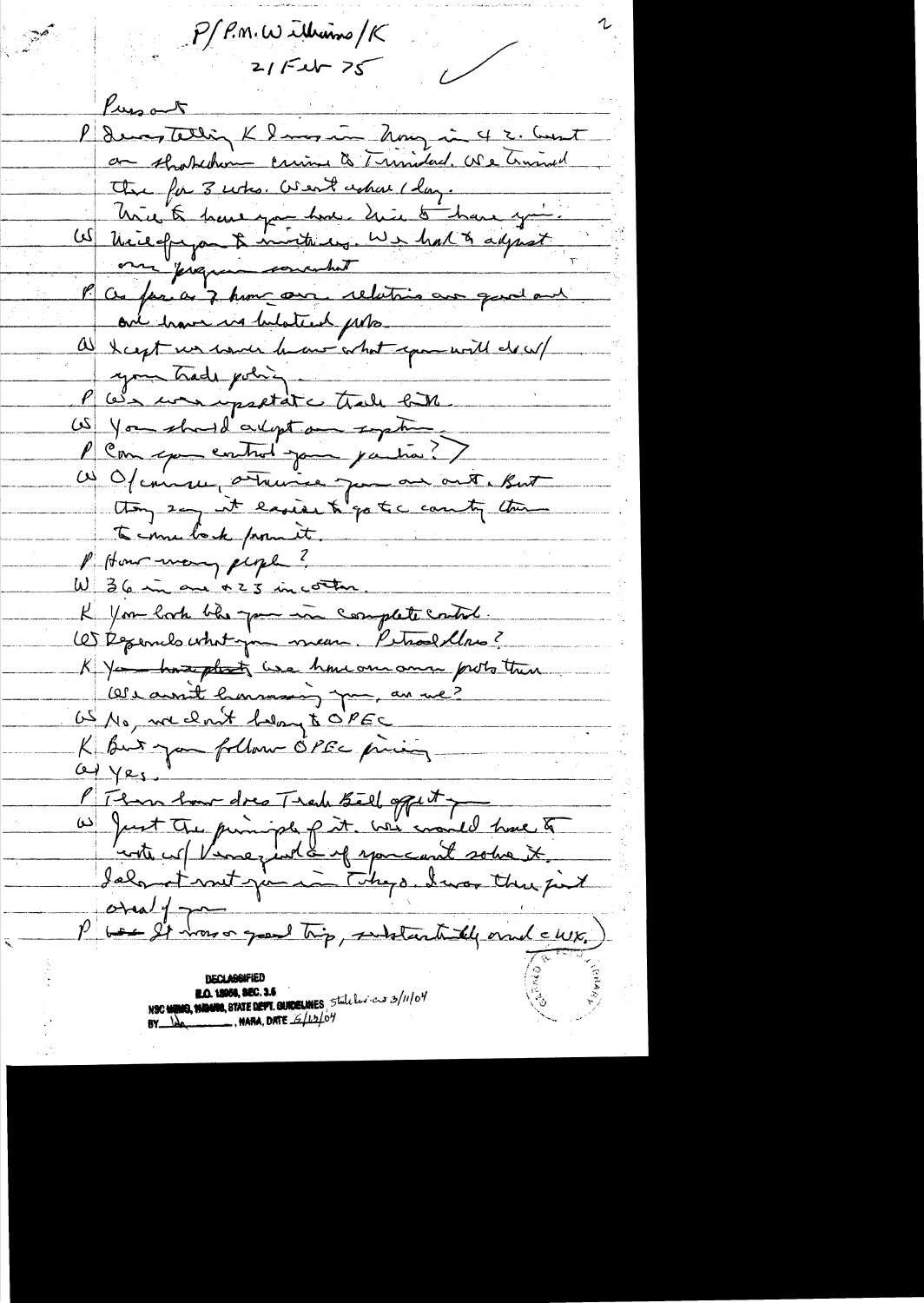P/P.M. Williams/K

21 Feb 75

Present

P Dean telling K I was in Trinidad in 42. Went on Shakedown cruise to Trinidad. We trained there for 3 wks. Went ashore 1 day.

Nice to have you here. Nice to have you.

W Nice of you to invite us. We had to adjust our program somewhat

P As far as I know our relations are good and we have no bilateral probs.

W Except we wonder how and what you will do w/ your trade policy.

P We are upset at the trade bill.

W You should adopt our system.

P Can you control your parties?

W Of course, otherwise you are out. But they say it easier to get to country than to come back from it.

P How many people?

W 36 in one & 23 in other.

K You look like you're in complete control.

W Depends what you mean. Petrol. Ldrs?

K You have plenty. We have our own probs there. We aren't harassing you, are we?

W No, we don't belong to OPEC

K But you follow OPEC pricing

W Yes.

P Then how does Trade Bill affect you

W Just the principle of it. We would have to vote w/ Venezuela & if you can't solve it. Ialso met you in Tokyo. I was there first day of your

P It was a good trip, substantially and ____ wx.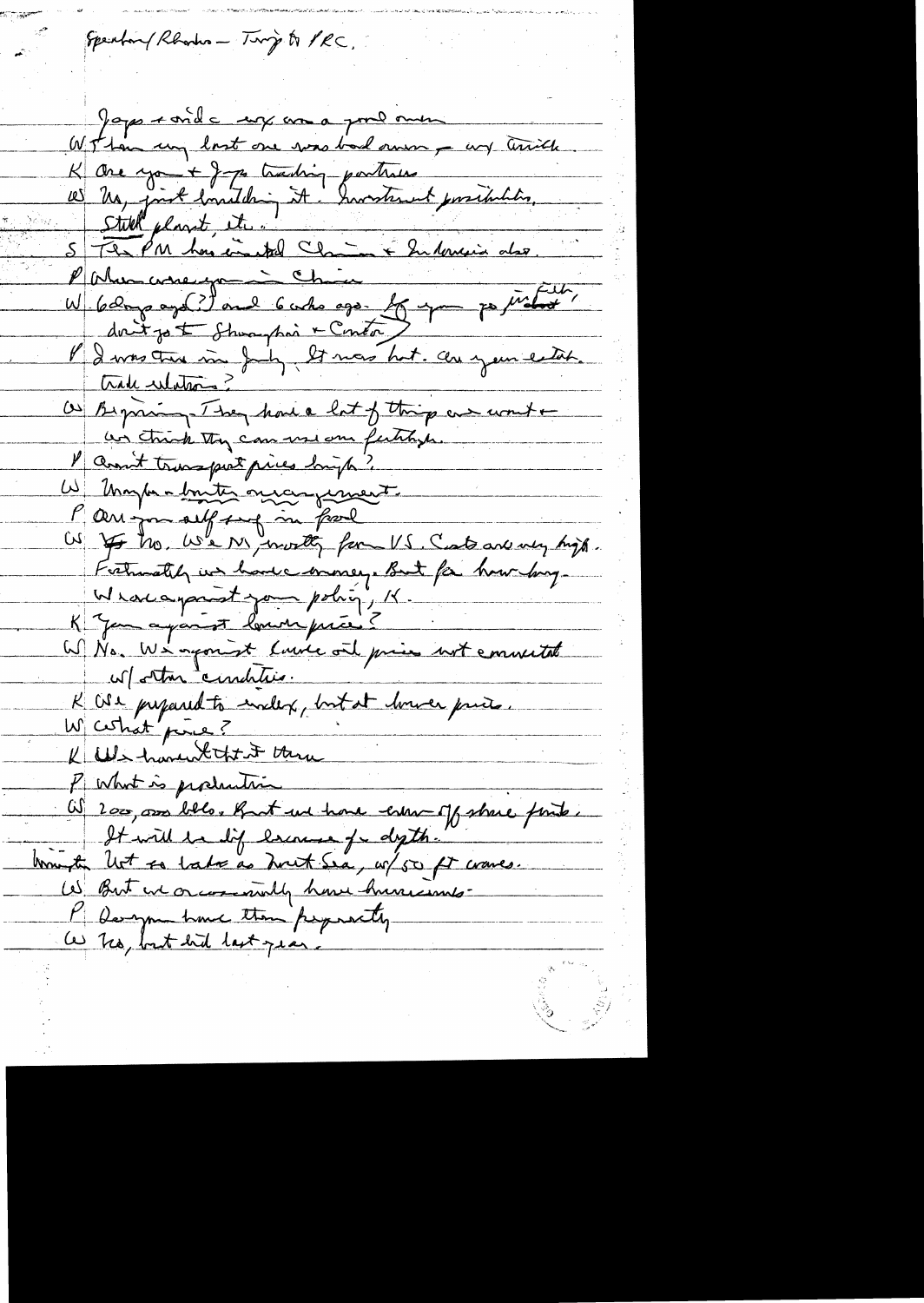Speaker/Rhodes – Trip to PRC.

Japs & said we are a good mean

W Then my last one was bad omen – my trick

K Are you & Japs trading partners

W No, just building it. Investment possibilities, Steel plant, etc.

S The PM has invited China & Indonesia also.

P When were you in China

W 6 days ago (?) and 6 wks ago. If you go [?] don't go to Shanghai & Canton)

P I was there in July. It was hot. Are you establish trade relations?

W Beginning. They have a lot of things we want & we think they can use our fertilizer.

P Aren't transport prices high?

W Maybe a barter arrangement.

P Are you self suff in food

W No. We're N, mostly from US. Costs are very high. Fortunately we have money. But for how long. We are against your policy, K.

K You against lower price?

W No. We against lower oil prices not connected w/ other commodities.

K We prepared to index, but at lower price.

W What price?

K We haven't thought it thru

P What is production

W 200,000 bbls. But we have some off shore finds. It will be dif because of depth.

Minister Not so bad as North Sea, w/ 50 ft waves.

W But we occasionally have hurricanes.

P Do you have them frequently

W No, but did last year.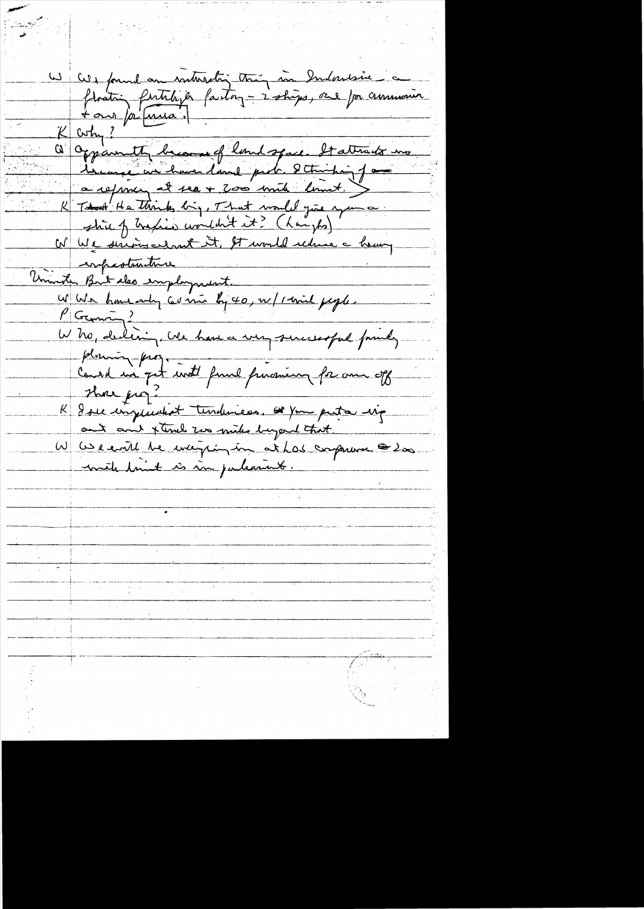W We found an interesting thing in Indonesia – a floating fertilizer factory – 2 ships, one for ammonia + one for urea.

K Why?

W Apparently because of land space. It attracts me because we have land prob. I'm thinking of a refinery at sea + 200 mile limit.

K He thinks big. That would give you a slice of Arabia wouldn't it? (laughs)

W We serious about it. It would reduce a heavy infrastructure.

Minister But also employment.

W We have only 60 mi by 40, w/ 1 mil people.

P Growing?

W No, declining. We have a very successful family planning prog.

Could we get int'l fund financing for our off shore prog?

K I see imperialist tendencies. If you put a rig out and extend 200 miles beyond that.

W We will be weighing in at LOS conference. 200 mile limit is in parliament.